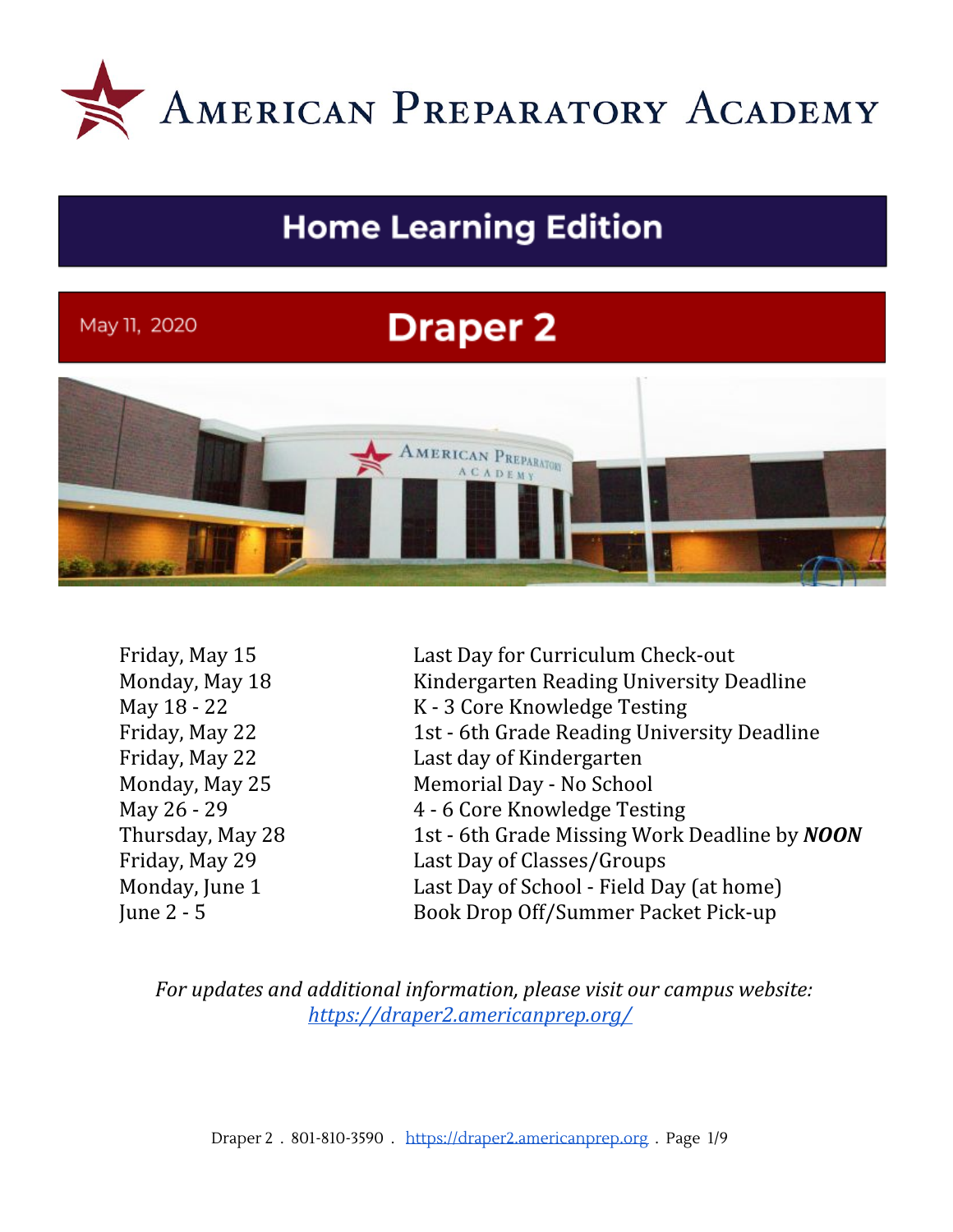# American Preparatory Academy

## Home Learning Edition

May 11, 2020

## Draper 2

| | |
|---|---|
| Friday, May 15 | Last Day for Curriculum Check-out |
| Monday, May 18 | Kindergarten Reading University Deadline |
| May 18 - 22 | K - 3 Core Knowledge Testing |
| Friday, May 22 | 1st - 6th Grade Reading University Deadline |
| Friday, May 22 | Last day of Kindergarten |
| Monday, May 25 | Memorial Day - No School |
| May 26 - 29 | 4 - 6 Core Knowledge Testing |
| Thursday, May 28 | 1st - 6th Grade Missing Work Deadline by ***NOON*** |
| Friday, May 29 | Last Day of Classes/Groups |
| Monday, June 1 | Last Day of School - Field Day (at home) |
| June 2 - 5 | Book Drop Off/Summer Packet Pick-up |

*For updates and additional information, please visit our campus website:*
*https://draper2.americanprep.org/*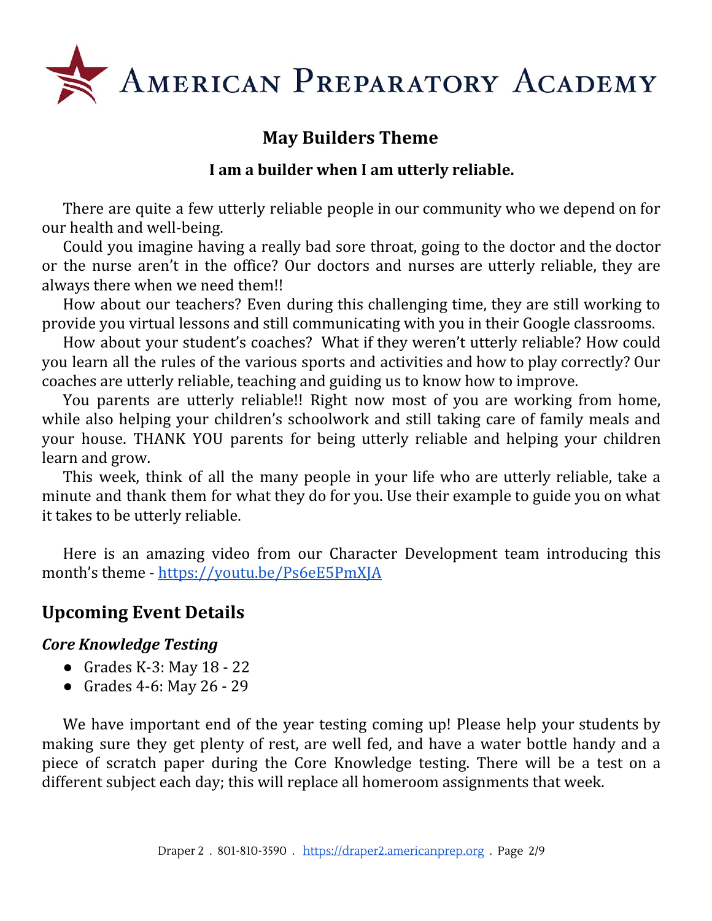# AMERICAN PREPARATORY ACADEMY

## May Builders Theme

**I am a builder when I am utterly reliable.**

There are quite a few utterly reliable people in our community who we depend on for our health and well-being.

Could you imagine having a really bad sore throat, going to the doctor and the doctor or the nurse aren't in the office? Our doctors and nurses are utterly reliable, they are always there when we need them!!

How about our teachers? Even during this challenging time, they are still working to provide you virtual lessons and still communicating with you in their Google classrooms.

How about your student's coaches? What if they weren't utterly reliable? How could you learn all the rules of the various sports and activities and how to play correctly? Our coaches are utterly reliable, teaching and guiding us to know how to improve.

You parents are utterly reliable!! Right now most of you are working from home, while also helping your children's schoolwork and still taking care of family meals and your house. THANK YOU parents for being utterly reliable and helping your children learn and grow.

This week, think of all the many people in your life who are utterly reliable, take a minute and thank them for what they do for you. Use their example to guide you on what it takes to be utterly reliable.

Here is an amazing video from our Character Development team introducing this month's theme - [https://youtu.be/Ps6eE5PmXJA](https://youtu.be/Ps6eE5PmXJA)

## Upcoming Event Details

### *Core Knowledge Testing*

- Grades K-3: May 18 - 22
- Grades 4-6: May 26 - 29

We have important end of the year testing coming up! Please help your students by making sure they get plenty of rest, are well fed, and have a water bottle handy and a piece of scratch paper during the Core Knowledge testing. There will be a test on a different subject each day; this will replace all homeroom assignments that week.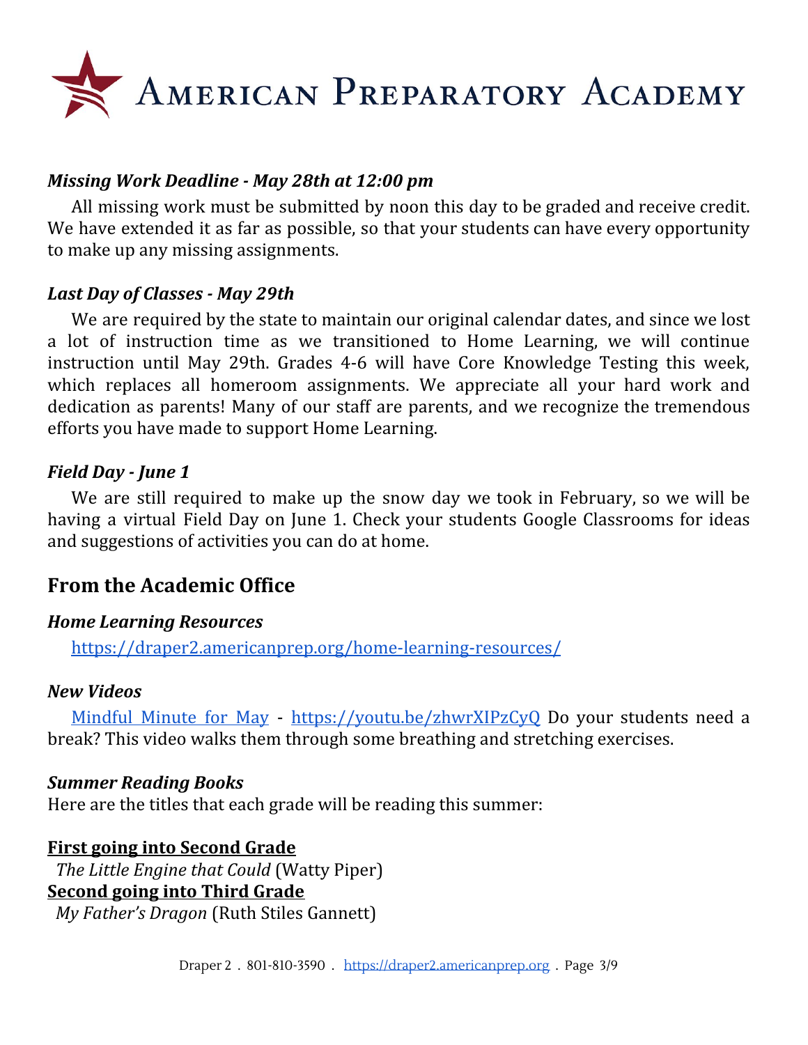### *Missing Work Deadline - May 28th at 12:00 pm*

All missing work must be submitted by noon this day to be graded and receive credit. We have extended it as far as possible, so that your students can have every opportunity to make up any missing assignments.

### *Last Day of Classes - May 29th*

We are required by the state to maintain our original calendar dates, and since we lost a lot of instruction time as we transitioned to Home Learning, we will continue instruction until May 29th. Grades 4-6 will have Core Knowledge Testing this week, which replaces all homeroom assignments. We appreciate all your hard work and dedication as parents! Many of our staff are parents, and we recognize the tremendous efforts you have made to support Home Learning.

### *Field Day - June 1*

We are still required to make up the snow day we took in February, so we will be having a virtual Field Day on June 1. Check your students Google Classrooms for ideas and suggestions of activities you can do at home.

## From the Academic Office

### *Home Learning Resources*

https://draper2.americanprep.org/home-learning-resources/

### *New Videos*

Mindful Minute for May - https://youtu.be/zhwrXIPzCyQ Do your students need a break? This video walks them through some breathing and stretching exercises.

### *Summer Reading Books*

Here are the titles that each grade will be reading this summer:

**First going into Second Grade**

*The Little Engine that Could* (Watty Piper)

**Second going into Third Grade**

*My Father's Dragon* (Ruth Stiles Gannett)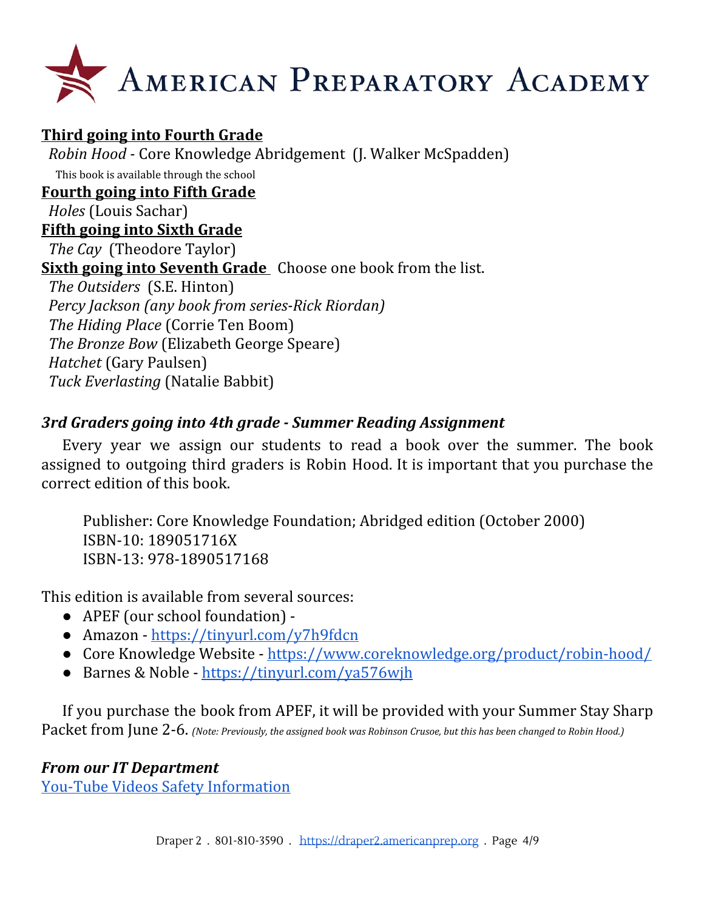**American Preparatory Academy**

**Third going into Fourth Grade**

*Robin Hood* - Core Knowledge Abridgement (J. Walker McSpadden)

This book is available through the school

**Fourth going into Fifth Grade**

*Holes* (Louis Sachar)

**Fifth going into Sixth Grade**

*The Cay* (Theodore Taylor)

**Sixth going into Seventh Grade** Choose one book from the list.

*The Outsiders* (S.E. Hinton)
*Percy Jackson (any book from series-Rick Riordan)*
*The Hiding Place* (Corrie Ten Boom)
*The Bronze Bow* (Elizabeth George Speare)
*Hatchet* (Gary Paulsen)
*Tuck Everlasting* (Natalie Babbit)

### *3rd Graders going into 4th grade - Summer Reading Assignment*

Every year we assign our students to read a book over the summer. The book assigned to outgoing third graders is Robin Hood. It is important that you purchase the correct edition of this book.

Publisher: Core Knowledge Foundation; Abridged edition (October 2000)
ISBN-10: 189051716X
ISBN-13: 978-1890517168

This edition is available from several sources:

- APEF (our school foundation) -
- Amazon - https://tinyurl.com/y7h9fdcn
- Core Knowledge Website - https://www.coreknowledge.org/product/robin-hood/
- Barnes & Noble - https://tinyurl.com/ya576wjh

If you purchase the book from APEF, it will be provided with your Summer Stay Sharp Packet from June 2-6. *(Note: Previously, the assigned book was Robinson Crusoe, but this has been changed to Robin Hood.)*

### *From our IT Department*

You-Tube Videos Safety Information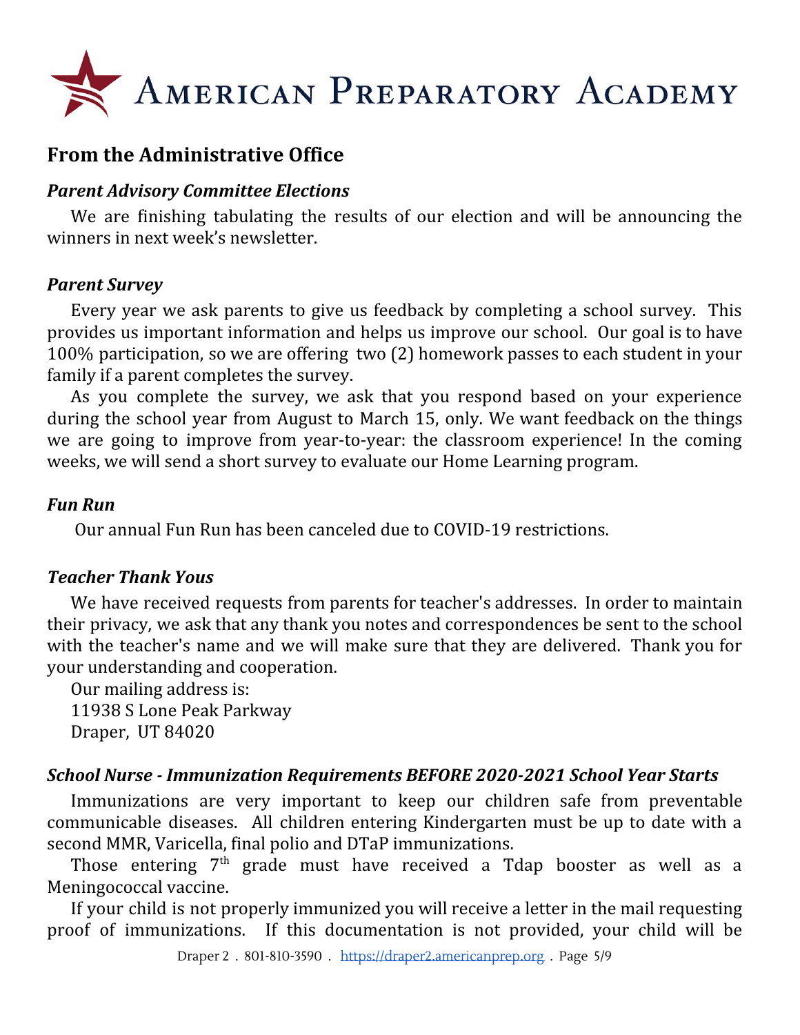# American Preparatory Academy

## From the Administrative Office

### *Parent Advisory Committee Elections*

We are finishing tabulating the results of our election and will be announcing the winners in next week's newsletter.

### *Parent Survey*

Every year we ask parents to give us feedback by completing a school survey. This provides us important information and helps us improve our school. Our goal is to have 100% participation, so we are offering two (2) homework passes to each student in your family if a parent completes the survey.

As you complete the survey, we ask that you respond based on your experience during the school year from August to March 15, only. We want feedback on the things we are going to improve from year-to-year: the classroom experience! In the coming weeks, we will send a short survey to evaluate our Home Learning program.

### *Fun Run*

Our annual Fun Run has been canceled due to COVID-19 restrictions.

### *Teacher Thank Yous*

We have received requests from parents for teacher's addresses. In order to maintain their privacy, we ask that any thank you notes and correspondences be sent to the school with the teacher's name and we will make sure that they are delivered. Thank you for your understanding and cooperation.

Our mailing address is:
11938 S Lone Peak Parkway
Draper, UT 84020

### *School Nurse - Immunization Requirements BEFORE 2020-2021 School Year Starts*

Immunizations are very important to keep our children safe from preventable communicable diseases. All children entering Kindergarten must be up to date with a second MMR, Varicella, final polio and DTaP immunizations.

Those entering 7th grade must have received a Tdap booster as well as a Meningococcal vaccine.

If your child is not properly immunized you will receive a letter in the mail requesting proof of immunizations. If this documentation is not provided, your child will be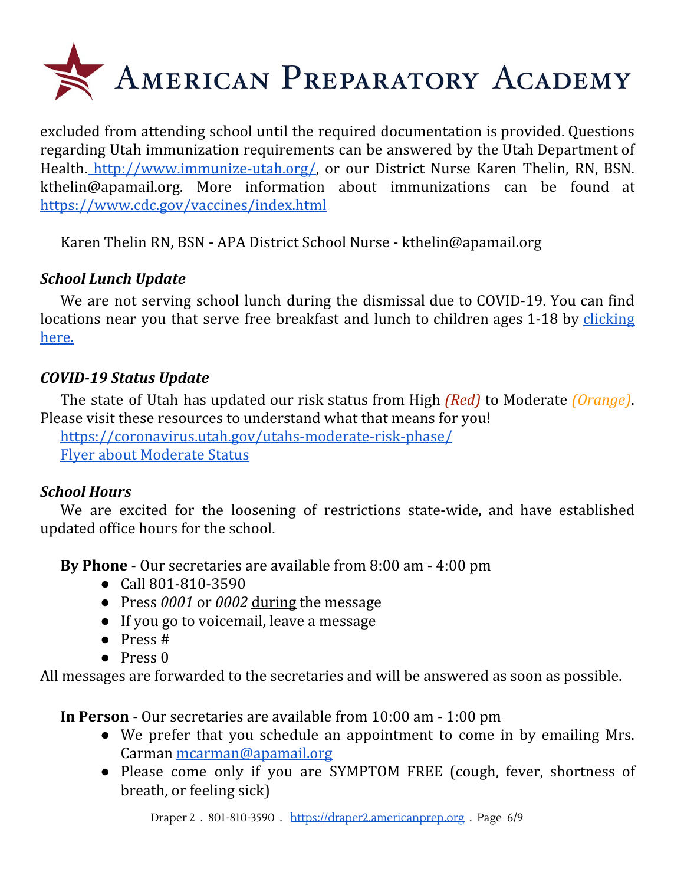excluded from attending school until the required documentation is provided. Questions regarding Utah immunization requirements can be answered by the Utah Department of Health. [http://www.immunize-utah.org/](http://www.immunize-utah.org/), or our District Nurse Karen Thelin, RN, BSN. kthelin@apamail.org. More information about immunizations can be found at [https://www.cdc.gov/vaccines/index.html](https://www.cdc.gov/vaccines/index.html)

Karen Thelin RN, BSN - APA District School Nurse - kthelin@apamail.org

### *School Lunch Update*

We are not serving school lunch during the dismissal due to COVID-19. You can find locations near you that serve free breakfast and lunch to children ages 1-18 by clicking here.

### *COVID-19 Status Update*

The state of Utah has updated our risk status from High *(Red)* to Moderate *(Orange)*. Please visit these resources to understand what that means for you!

[https://coronavirus.utah.gov/utahs-moderate-risk-phase/](https://coronavirus.utah.gov/utahs-moderate-risk-phase/)
Flyer about Moderate Status

### *School Hours*

We are excited for the loosening of restrictions state-wide, and have established updated office hours for the school.

**By Phone** - Our secretaries are available from 8:00 am - 4:00 pm

- Call 801-810-3590
- Press *0001* or *0002* during the message
- If you go to voicemail, leave a message
- Press #
- Press 0

All messages are forwarded to the secretaries and will be answered as soon as possible.

**In Person** - Our secretaries are available from 10:00 am - 1:00 pm

- We prefer that you schedule an appointment to come in by emailing Mrs. Carman [mcarman@apamail.org](mailto:mcarman@apamail.org)
- Please come only if you are SYMPTOM FREE (cough, fever, shortness of breath, or feeling sick)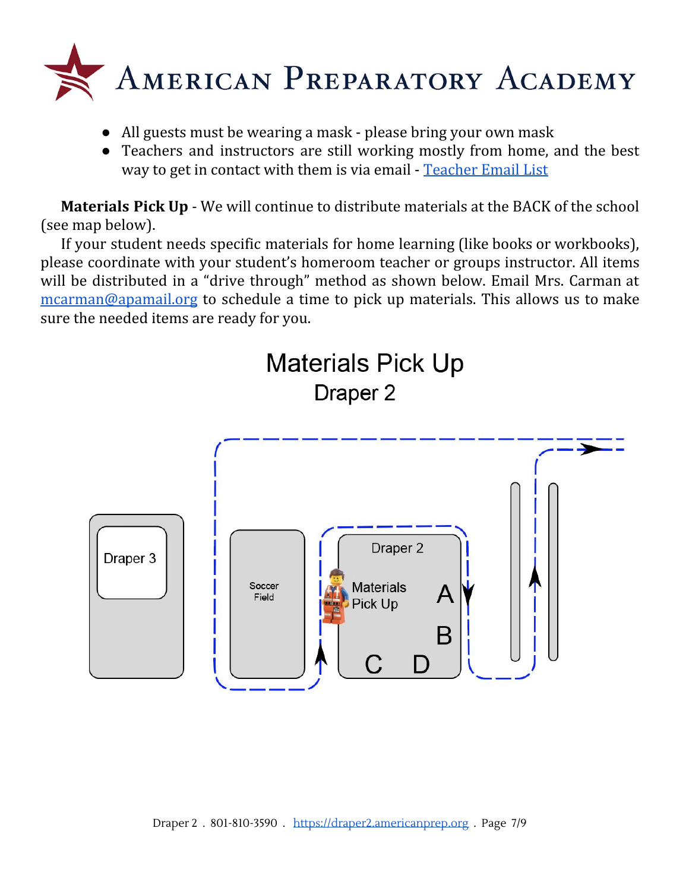- All guests must be wearing a mask - please bring your own mask
- Teachers and instructors are still working mostly from home, and the best way to get in contact with them is via email - [Teacher Email List]

**Materials Pick Up** - We will continue to distribute materials at the BACK of the school (see map below).

If your student needs specific materials for home learning (like books or workbooks), please coordinate with your student's homeroom teacher or groups instructor. All items will be distributed in a "drive through" method as shown below. Email Mrs. Carman at mcarman@apamail.org to schedule a time to pick up materials. This allows us to make sure the needed items are ready for you.

## Materials Pick Up

### Draper 2

Draper 3

Soccer Field

Draper 2

Materials Pick Up

A

B

C D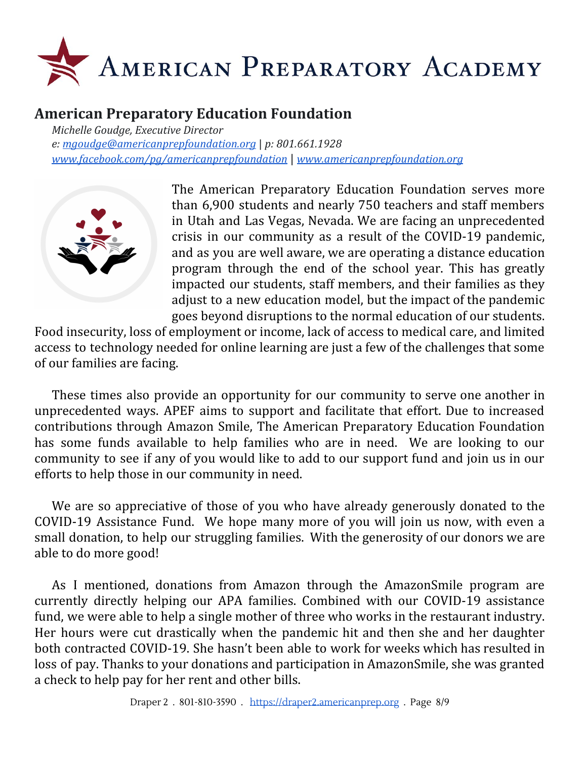# American Preparatory Academy

## American Preparatory Education Foundation

*Michelle Goudge, Executive Director*
*e: mgoudge@americanprepfoundation.org | p: 801.661.1928*
*www.facebook.com/pg/americanprepfoundation | www.americanprepfoundation.org*

The American Preparatory Education Foundation serves more than 6,900 students and nearly 750 teachers and staff members in Utah and Las Vegas, Nevada. We are facing an unprecedented crisis in our community as a result of the COVID-19 pandemic, and as you are well aware, we are operating a distance education program through the end of the school year. This has greatly impacted our students, staff members, and their families as they adjust to a new education model, but the impact of the pandemic goes beyond disruptions to the normal education of our students. Food insecurity, loss of employment or income, lack of access to medical care, and limited access to technology needed for online learning are just a few of the challenges that some of our families are facing.

These times also provide an opportunity for our community to serve one another in unprecedented ways. APEF aims to support and facilitate that effort. Due to increased contributions through Amazon Smile, The American Preparatory Education Foundation has some funds available to help families who are in need. We are looking to our community to see if any of you would like to add to our support fund and join us in our efforts to help those in our community in need.

We are so appreciative of those of you who have already generously donated to the COVID-19 Assistance Fund. We hope many more of you will join us now, with even a small donation, to help our struggling families. With the generosity of our donors we are able to do more good!

As I mentioned, donations from Amazon through the AmazonSmile program are currently directly helping our APA families. Combined with our COVID-19 assistance fund, we were able to help a single mother of three who works in the restaurant industry. Her hours were cut drastically when the pandemic hit and then she and her daughter both contracted COVID-19. She hasn't been able to work for weeks which has resulted in loss of pay. Thanks to your donations and participation in AmazonSmile, she was granted a check to help pay for her rent and other bills.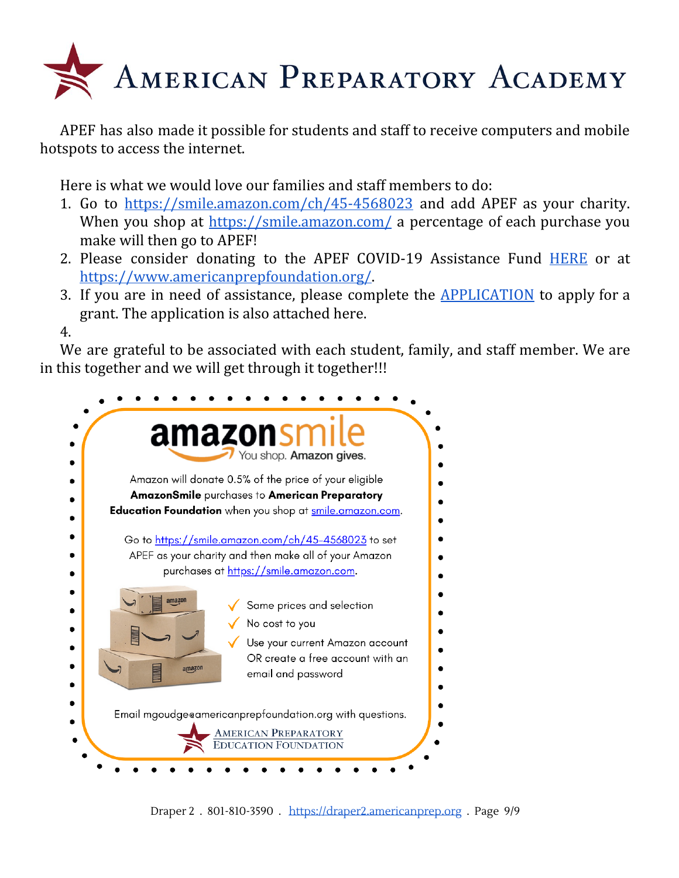# AMERICAN PREPARATORY ACADEMY

APEF has also made it possible for students and staff to receive computers and mobile hotspots to access the internet.

Here is what we would love our families and staff members to do:

1. Go to https://smile.amazon.com/ch/45-4568023 and add APEF as your charity. When you shop at https://smile.amazon.com/ a percentage of each purchase you make will then go to APEF!
2. Please consider donating to the APEF COVID-19 Assistance Fund HERE or at https://www.americanprepfoundation.org/.
3. If you are in need of assistance, please complete the APPLICATION to apply for a grant. The application is also attached here.
4. 

We are grateful to be associated with each student, family, and staff member. We are in this together and we will get through it together!!!

## amazonsmile

You shop. Amazon gives.

Amazon will donate 0.5% of the price of your eligible **AmazonSmile** purchases to **American Preparatory Education Foundation** when you shop at smile.amazon.com.

Go to https://smile.amazon.com/ch/45-4568023 to set APEF as your charity and then make all of your Amazon purchases at https://smile.amazon.com.

- ✓ Same prices and selection
- ✓ No cost to you
- ✓ Use your current Amazon account OR create a free account with an email and password

Email mgoudge@americanprepfoundation.org with questions.

AMERICAN PREPARATORY EDUCATION FOUNDATION

Draper 2 . 801-810-3590 . https://draper2.americanprep.org